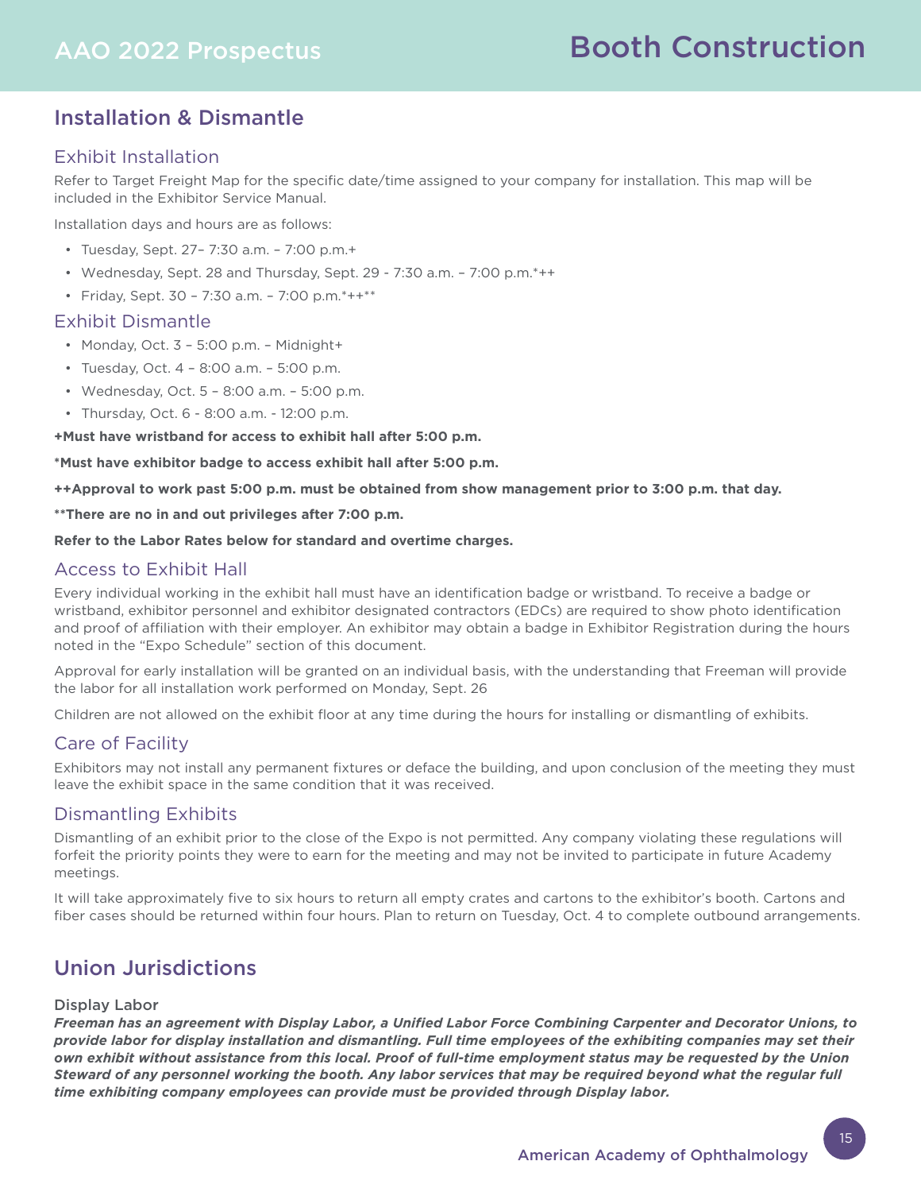# Booth Construction

## Installation & Dismantle

### Exhibit Installation

Refer to Target Freight Map for the specific date/time assigned to your company for installation. This map will be included in the Exhibitor Service Manual.

Installation days and hours are as follows:

- Tuesday, Sept. 27– 7:30 a.m. – 7:00 p.m.+
- Wednesday, Sept. 28 and Thursday, Sept. 29 - 7:30 a.m. – 7:00 p.m.*++
- Friday, Sept. 30 – 7:30 a.m. – 7:00 p.m.*++**

### Exhibit Dismantle

- Monday, Oct. 3 – 5:00 p.m. – Midnight+
- Tuesday, Oct. 4 – 8:00 a.m. – 5:00 p.m.
- Wednesday, Oct. 5 – 8:00 a.m. – 5:00 p.m.
- Thursday, Oct. 6 - 8:00 a.m. - 12:00 p.m.

**+Must have wristband for access to exhibit hall after 5:00 p.m.**

**\*Must have exhibitor badge to access exhibit hall after 5:00 p.m.**

**++Approval to work past 5:00 p.m. must be obtained from show management prior to 3:00 p.m. that day.**

**\*\*There are no in and out privileges after 7:00 p.m.**

**Refer to the Labor Rates below for standard and overtime charges.**

### Access to Exhibit Hall

Every individual working in the exhibit hall must have an identification badge or wristband. To receive a badge or wristband, exhibitor personnel and exhibitor designated contractors (EDCs) are required to show photo identification and proof of affiliation with their employer. An exhibitor may obtain a badge in Exhibitor Registration during the hours noted in the "Expo Schedule" section of this document.

Approval for early installation will be granted on an individual basis, with the understanding that Freeman will provide the labor for all installation work performed on Monday, Sept. 26

Children are not allowed on the exhibit floor at any time during the hours for installing or dismantling of exhibits.

### Care of Facility

Exhibitors may not install any permanent fixtures or deface the building, and upon conclusion of the meeting they must leave the exhibit space in the same condition that it was received.

### Dismantling Exhibits

Dismantling of an exhibit prior to the close of the Expo is not permitted. Any company violating these regulations will forfeit the priority points they were to earn for the meeting and may not be invited to participate in future Academy meetings.

It will take approximately five to six hours to return all empty crates and cartons to the exhibitor's booth. Cartons and fiber cases should be returned within four hours. Plan to return on Tuesday, Oct. 4 to complete outbound arrangements.

## Union Jurisdictions

**Display Labor**

***Freeman has an agreement with Display Labor, a Unified Labor Force Combining Carpenter and Decorator Unions, to provide labor for display installation and dismantling. Full time employees of the exhibiting companies may set their own exhibit without assistance from this local. Proof of full-time employment status may be requested by the Union Steward of any personnel working the booth. Any labor services that may be required beyond what the regular full time exhibiting company employees can provide must be provided through Display labor.***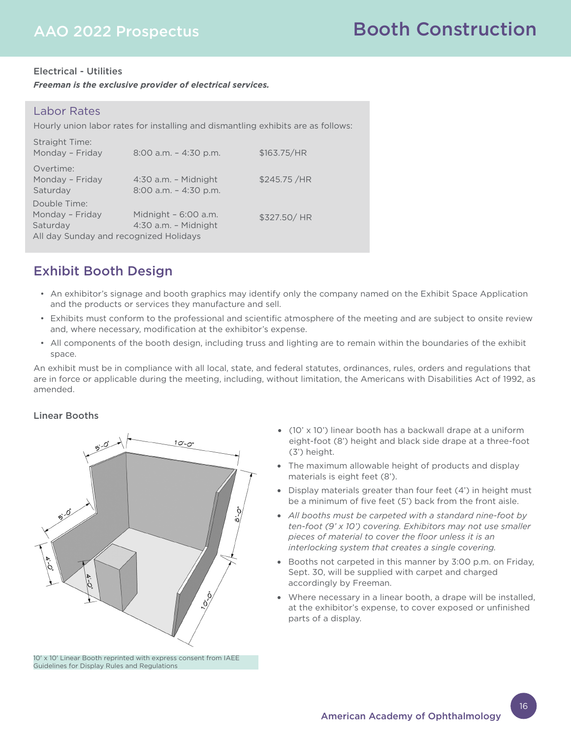Electrical - Utilities

***Freeman is the exclusive provider of electrical services.***

## Labor Rates

Hourly union labor rates for installing and dismantling exhibits are as follows:

| | | |
|---|---|---|
| Straight Time: | | |
| Monday – Friday | 8:00 a.m. – 4:30 p.m. | $163.75/HR |
| Overtime: | | |
| Monday – Friday | 4:30 a.m. – Midnight | $245.75 /HR |
| Saturday | 8:00 a.m. – 4:30 p.m. | |
| Double Time: | | |
| Monday – Friday | Midnight – 6:00 a.m. | $327.50/ HR |
| Saturday | 4:30 a.m. – Midnight | |
| All day Sunday and recognized Holidays | | |

## Exhibit Booth Design

- An exhibitor's signage and booth graphics may identify only the company named on the Exhibit Space Application and the products or services they manufacture and sell.
- Exhibits must conform to the professional and scientific atmosphere of the meeting and are subject to onsite review and, where necessary, modification at the exhibitor's expense.
- All components of the booth design, including truss and lighting are to remain within the boundaries of the exhibit space.

An exhibit must be in compliance with all local, state, and federal statutes, ordinances, rules, orders and regulations that are in force or applicable during the meeting, including, without limitation, the Americans with Disabilities Act of 1992, as amended.

### Linear Booths

10' x 10' Linear Booth reprinted with express consent from IAEE Guidelines for Display Rules and Regulations

- (10' x 10') linear booth has a backwall drape at a uniform eight-foot (8') height and black side drape at a three-foot (3') height.
- The maximum allowable height of products and display materials is eight feet (8').
- Display materials greater than four feet (4') in height must be a minimum of five feet (5') back from the front aisle.
- *All booths must be carpeted with a standard nine-foot by ten-foot (9' x 10') covering. Exhibitors may not use smaller pieces of material to cover the floor unless it is an interlocking system that creates a single covering.*
- Booths not carpeted in this manner by 3:00 p.m. on Friday, Sept. 30, will be supplied with carpet and charged accordingly by Freeman.
- Where necessary in a linear booth, a drape will be installed, at the exhibitor's expense, to cover exposed or unfinished parts of a display.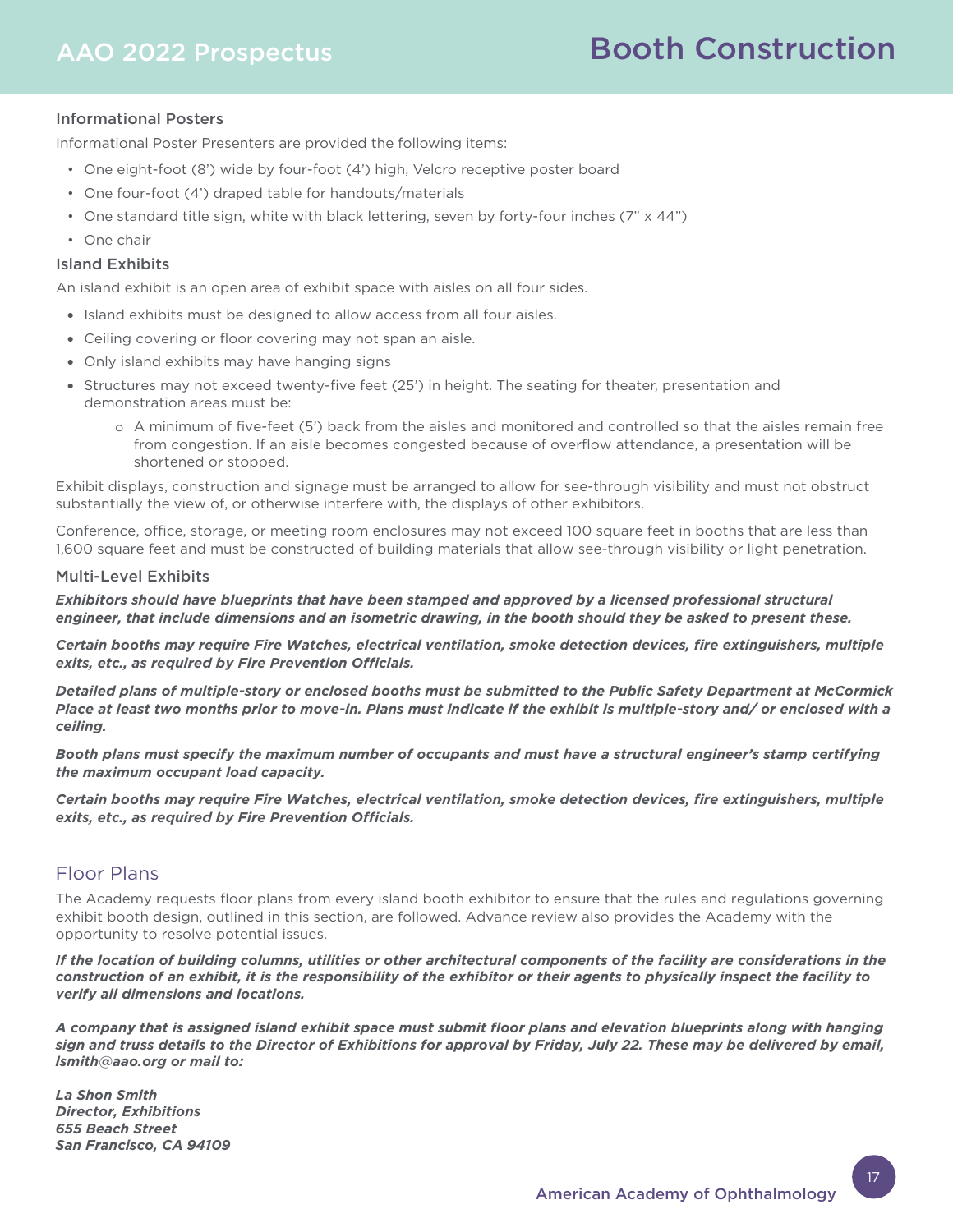### Informational Posters

Informational Poster Presenters are provided the following items:

- One eight-foot (8') wide by four-foot (4') high, Velcro receptive poster board
- One four-foot (4') draped table for handouts/materials
- One standard title sign, white with black lettering, seven by forty-four inches (7" x 44")
- One chair

### Island Exhibits

An island exhibit is an open area of exhibit space with aisles on all four sides.

- Island exhibits must be designed to allow access from all four aisles.
- Ceiling covering or floor covering may not span an aisle.
- Only island exhibits may have hanging signs
- Structures may not exceed twenty-five feet (25') in height. The seating for theater, presentation and demonstration areas must be:
    - A minimum of five-feet (5') back from the aisles and monitored and controlled so that the aisles remain free from congestion. If an aisle becomes congested because of overflow attendance, a presentation will be shortened or stopped.

Exhibit displays, construction and signage must be arranged to allow for see-through visibility and must not obstruct substantially the view of, or otherwise interfere with, the displays of other exhibitors.

Conference, office, storage, or meeting room enclosures may not exceed 100 square feet in booths that are less than 1,600 square feet and must be constructed of building materials that allow see-through visibility or light penetration.

### Multi-Level Exhibits

***Exhibitors should have blueprints that have been stamped and approved by a licensed professional structural engineer, that include dimensions and an isometric drawing, in the booth should they be asked to present these.***

***Certain booths may require Fire Watches, electrical ventilation, smoke detection devices, fire extinguishers, multiple exits, etc., as required by Fire Prevention Officials.***

***Detailed plans of multiple-story or enclosed booths must be submitted to the Public Safety Department at McCormick Place at least two months prior to move-in. Plans must indicate if the exhibit is multiple-story and/ or enclosed with a ceiling.***

***Booth plans must specify the maximum number of occupants and must have a structural engineer's stamp certifying the maximum occupant load capacity.***

***Certain booths may require Fire Watches, electrical ventilation, smoke detection devices, fire extinguishers, multiple exits, etc., as required by Fire Prevention Officials.***

## Floor Plans

The Academy requests floor plans from every island booth exhibitor to ensure that the rules and regulations governing exhibit booth design, outlined in this section, are followed. Advance review also provides the Academy with the opportunity to resolve potential issues.

***If the location of building columns, utilities or other architectural components of the facility are considerations in the construction of an exhibit, it is the responsibility of the exhibitor or their agents to physically inspect the facility to verify all dimensions and locations.***

***A company that is assigned island exhibit space must submit floor plans and elevation blueprints along with hanging sign and truss details to the Director of Exhibitions for approval by Friday, July 22. These may be delivered by email, lsmith@aao.org or mail to:***

***La Shon Smith***
***Director, Exhibitions***
***655 Beach Street***
***San Francisco, CA 94109***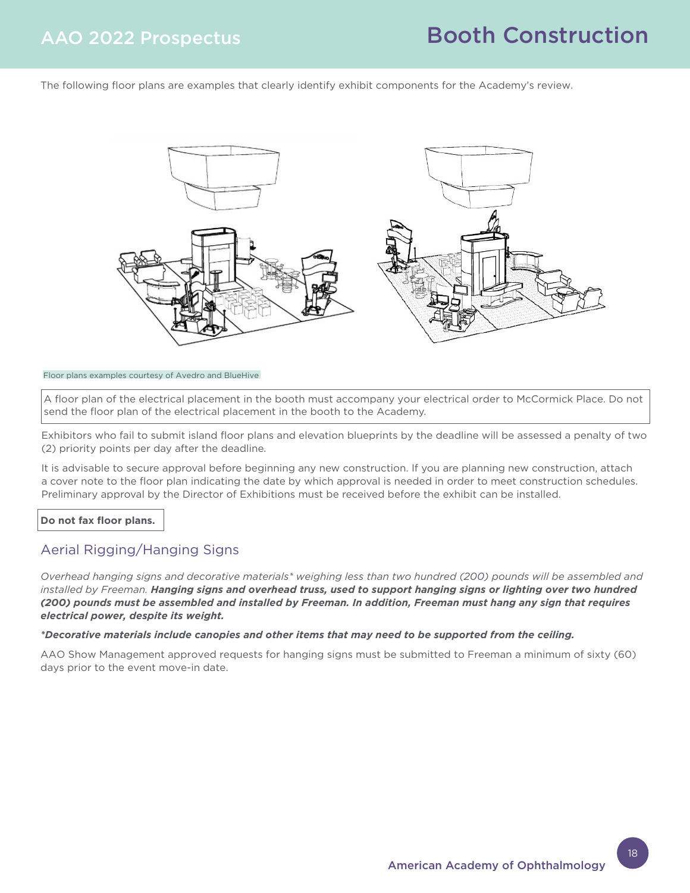# Booth Construction

The following floor plans are examples that clearly identify exhibit components for the Academy's review.

Floor plans examples courtesy of Avedro and BlueHive

A floor plan of the electrical placement in the booth must accompany your electrical order to McCormick Place. Do not send the floor plan of the electrical placement in the booth to the Academy.

Exhibitors who fail to submit island floor plans and elevation blueprints by the deadline will be assessed a penalty of two (2) priority points per day after the deadline.

It is advisable to secure approval before beginning any new construction. If you are planning new construction, attach a cover note to the floor plan indicating the date by which approval is needed in order to meet construction schedules. Preliminary approval by the Director of Exhibitions must be received before the exhibit can be installed.

**Do not fax floor plans.**

## Aerial Rigging/Hanging Signs

*Overhead hanging signs and decorative materials* weighing less than two hundred (200) pounds will be assembled and installed by Freeman.* ***Hanging signs and overhead truss, used to support hanging signs or lighting over two hundred (200) pounds must be assembled and installed by Freeman. In addition, Freeman must hang any sign that requires electrical power, despite its weight.***

****Decorative materials include canopies and other items that may need to be supported from the ceiling.***

AAO Show Management approved requests for hanging signs must be submitted to Freeman a minimum of sixty (60) days prior to the event move-in date.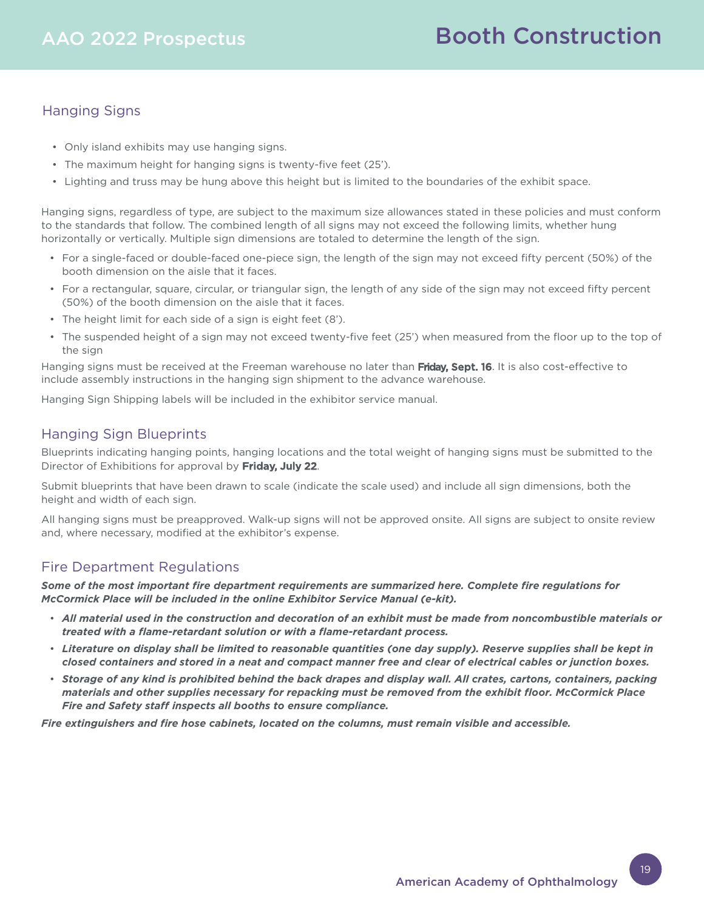## Hanging Signs

- Only island exhibits may use hanging signs.
- The maximum height for hanging signs is twenty-five feet (25').
- Lighting and truss may be hung above this height but is limited to the boundaries of the exhibit space.

Hanging signs, regardless of type, are subject to the maximum size allowances stated in these policies and must conform to the standards that follow. The combined length of all signs may not exceed the following limits, whether hung horizontally or vertically. Multiple sign dimensions are totaled to determine the length of the sign.

- For a single-faced or double-faced one-piece sign, the length of the sign may not exceed fifty percent (50%) of the booth dimension on the aisle that it faces.
- For a rectangular, square, circular, or triangular sign, the length of any side of the sign may not exceed fifty percent (50%) of the booth dimension on the aisle that it faces.
- The height limit for each side of a sign is eight feet (8').
- The suspended height of a sign may not exceed twenty-five feet (25') when measured from the floor up to the top of the sign

Hanging signs must be received at the Freeman warehouse no later than **Friday, Sept. 16**. It is also cost-effective to include assembly instructions in the hanging sign shipment to the advance warehouse.

Hanging Sign Shipping labels will be included in the exhibitor service manual.

## Hanging Sign Blueprints

Blueprints indicating hanging points, hanging locations and the total weight of hanging signs must be submitted to the Director of Exhibitions for approval by **Friday, July 22**.

Submit blueprints that have been drawn to scale (indicate the scale used) and include all sign dimensions, both the height and width of each sign.

All hanging signs must be preapproved. Walk-up signs will not be approved onsite. All signs are subject to onsite review and, where necessary, modified at the exhibitor's expense.

## Fire Department Regulations

***Some of the most important fire department requirements are summarized here. Complete fire regulations for McCormick Place will be included in the online Exhibitor Service Manual (e-kit).***

- ***All material used in the construction and decoration of an exhibit must be made from noncombustible materials or treated with a flame-retardant solution or with a flame-retardant process.***
- ***Literature on display shall be limited to reasonable quantities (one day supply). Reserve supplies shall be kept in closed containers and stored in a neat and compact manner free and clear of electrical cables or junction boxes.***
- ***Storage of any kind is prohibited behind the back drapes and display wall. All crates, cartons, containers, packing materials and other supplies necessary for repacking must be removed from the exhibit floor. McCormick Place Fire and Safety staff inspects all booths to ensure compliance.***

***Fire extinguishers and fire hose cabinets, located on the columns, must remain visible and accessible.***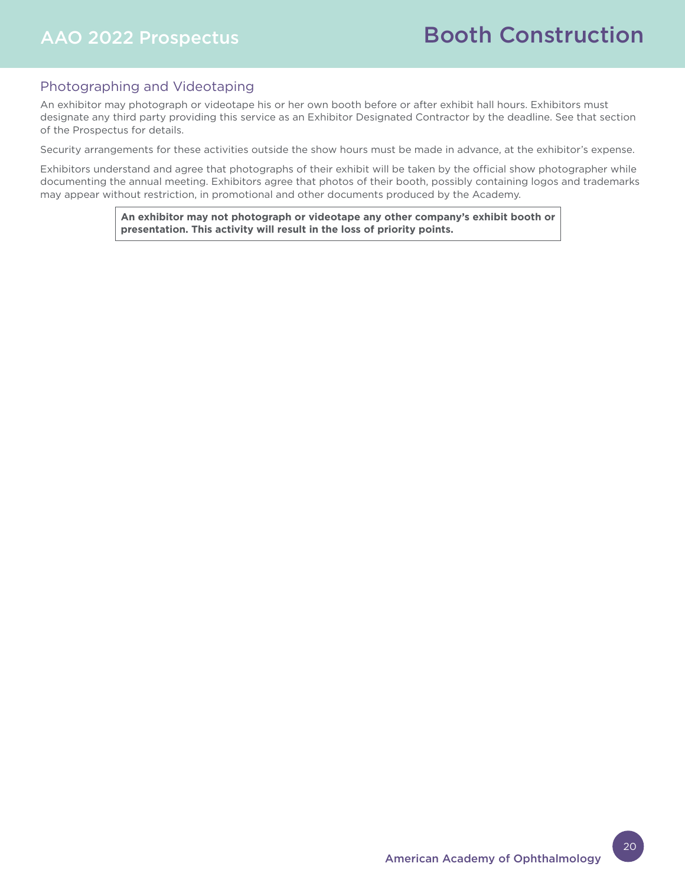## Photographing and Videotaping

An exhibitor may photograph or videotape his or her own booth before or after exhibit hall hours. Exhibitors must designate any third party providing this service as an Exhibitor Designated Contractor by the deadline. See that section of the Prospectus for details.

Security arrangements for these activities outside the show hours must be made in advance, at the exhibitor's expense.

Exhibitors understand and agree that photographs of their exhibit will be taken by the official show photographer while documenting the annual meeting. Exhibitors agree that photos of their booth, possibly containing logos and trademarks may appear without restriction, in promotional and other documents produced by the Academy.

**An exhibitor may not photograph or videotape any other company's exhibit booth or presentation. This activity will result in the loss of priority points.**